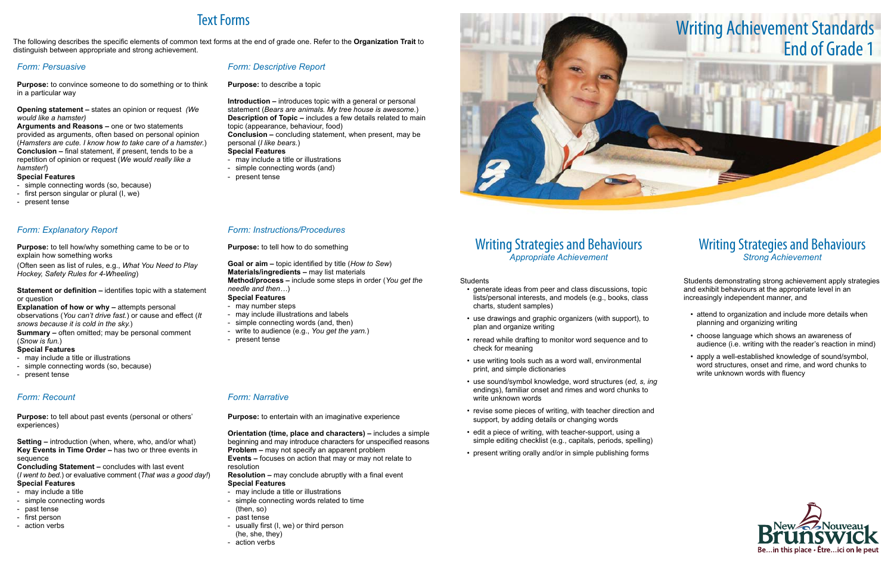# Writing Achievement Standards End of Grade 1

## Text Forms

The following describes the specific elements of common text forms at the end of grade one. Refer to the **Organization Trait** to distinguish between appropriate and strong achievement.

### *Form: Persuasive*

**Purpose:** to convince someone to do something or to think in a particular way

**Opening statement –** states an opinion or request *(We would like a hamster)*
**Arguments and Reasons –** one or two statements provided as arguments, often based on personal opinion (*Hamsters are cute. I know how to take care of a hamster.*)
**Conclusion –** final statement, if present, tends to be a repetition of opinion or request (*We would really like a hamster!*)
**Special Features**
- simple connecting words (so, because)
- first person singular or plural (I, we)
- present tense

### *Form: Explanatory Report*

**Purpose:** to tell how/why something came to be or to explain how something works
(Often seen as list of rules, e.g., *What You Need to Play Hockey, Safety Rules for 4-Wheeling*)

**Statement or definition –** identifies topic with a statement or question
**Explanation of how or why –** attempts personal observations (*You can't drive fast.*) or cause and effect (*It snows because it is cold in the sky.*)
**Summary –** often omitted; may be personal comment (*Snow is fun.*)
**Special Features**
- may include a title or illustrations
- simple connecting words (so, because)
- present tense

### *Form: Recount*

**Purpose:** to tell about past events (personal or others' experiences)

**Setting –** introduction (when, where, who, and/or what)
**Key Events in Time Order –** has two or three events in sequence
**Concluding Statement –** concludes with last event (*I went to bed.*) or evaluative comment (*That was a good day!*)
**Special Features**
- may include a title
- simple connecting words
- past tense
- first person
- action verbs

### *Form: Descriptive Report*

**Purpose:** to describe a topic

**Introduction –** introduces topic with a general or personal statement (*Bears are animals. My tree house is awesome.*)
**Description of Topic –** includes a few details related to main topic (appearance, behaviour, food)
**Conclusion –** concluding statement, when present, may be personal (*I like bears.*)
**Special Features**
- may include a title or illustrations
- simple connecting words (and)
- present tense

### *Form: Instructions/Procedures*

**Purpose:** to tell how to do something

**Goal or aim –** topic identified by title (*How to Sew*)
**Materials/ingredients –** may list materials
**Method/process –** include some steps in order (*You get the needle and then…*)
**Special Features**
- may number steps
- may include illustrations and labels
- simple connecting words (and, then)
- write to audience (e.g., *You get the yarn.*)
- present tense

### *Form: Narrative*

**Purpose:** to entertain with an imaginative experience

**Orientation (time, place and characters) –** includes a simple beginning and may introduce characters for unspecified reasons
**Problem –** may not specify an apparent problem
**Events –** focuses on action that may or may not relate to resolution
**Resolution –** may conclude abruptly with a final event
**Special Features**
- may include a title or illustrations
- simple connecting words related to time (then, so)
- past tense
- usually first (I, we) or third person (he, she, they)
- action verbs

## Writing Strategies and Behaviours
*Appropriate Achievement*

Students

- generate ideas from peer and class discussions, topic lists/personal interests, and models (e.g., books, class charts, student samples)
- use drawings and graphic organizers (with support), to plan and organize writing
- reread while drafting to monitor word sequence and to check for meaning
- use writing tools such as a word wall, environmental print, and simple dictionaries
- use sound/symbol knowledge, word structures (*ed, s, ing* endings), familiar onset and rimes and word chunks to write unknown words
- revise some pieces of writing, with teacher direction and support, by adding details or changing words
- edit a piece of writing, with teacher-support, using a simple editing checklist (e.g., capitals, periods, spelling)
- present writing orally and/or in simple publishing forms

## Writing Strategies and Behaviours
*Strong Achievement*

Students demonstrating strong achievement apply strategies and exhibit behaviours at the appropriate level in an increasingly independent manner, and

- attend to organization and include more details when planning and organizing writing
- choose language which shows an awareness of audience (i.e. writing with the reader's reaction in mind)
- apply a well-established knowledge of sound/symbol, word structures, onset and rime, and word chunks to write unknown words with fluency

New Nouveau Brunswick
Be…in this place • Être…ici on le peut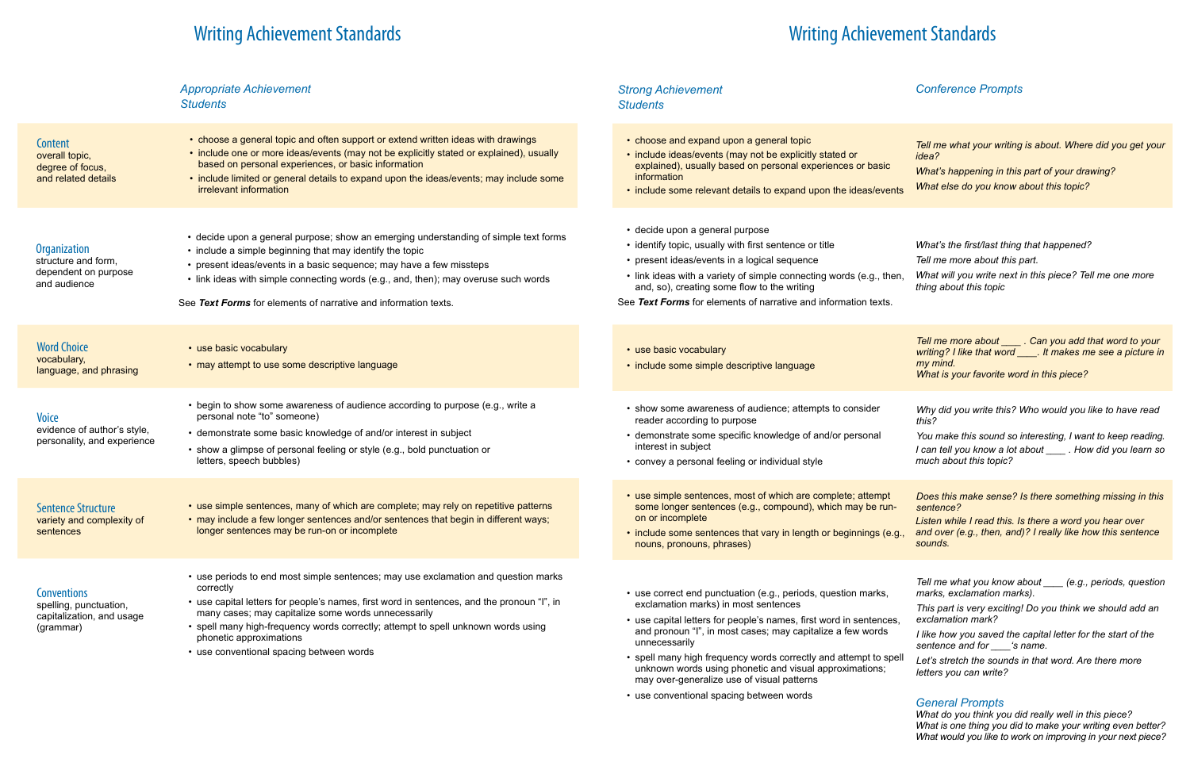# Writing Achievement Standards

| | Appropriate Achievement Students | Strong Achievement Students | Conference Prompts |
|---|---|---|---|
| **Content** overall topic, degree of focus, and related details | • choose a general topic and often support or extend written ideas with drawings<br>• include one or more ideas/events (may not be explicitly stated or explained), usually based on personal experiences, or basic information<br>• include limited or general details to expand upon the ideas/events; may include some irrelevant information | • choose and expand upon a general topic<br>• include ideas/events (may not be explicitly stated or explained), usually based on personal experiences or basic information<br>• include some relevant details to expand upon the ideas/events | *Tell me what your writing is about. Where did you get your idea?*<br>*What's happening in this part of your drawing?*<br>*What else do you know about this topic?* |
| **Organization** structure and form, dependent on purpose and audience | • decide upon a general purpose; show an emerging understanding of simple text forms<br>• include a simple beginning that may identify the topic<br>• present ideas/events in a basic sequence; may have a few missteps<br>• link ideas with simple connecting words (e.g., and, then); may overuse such words<br><br>See ***Text Forms*** for elements of narrative and information texts. | • decide upon a general purpose<br>• identify topic, usually with first sentence or title<br>• present ideas/events in a logical sequence<br>• link ideas with a variety of simple connecting words (e.g., then, and, so), creating some flow to the writing<br><br>See ***Text Forms*** for elements of narrative and information texts. | *What's the first/last thing that happened?*<br>*Tell me more about this part.*<br>*What will you write next in this piece? Tell me one more thing about this topic* |
| **Word Choice** vocabulary, language, and phrasing | • use basic vocabulary<br>• may attempt to use some descriptive language | • use basic vocabulary<br>• include some simple descriptive language | *Tell me more about ____ . Can you add that word to your writing? I like that word ____. It makes me see a picture in my mind.*<br>*What is your favorite word in this piece?* |
| **Voice** evidence of author's style, personality, and experience | • begin to show some awareness of audience according to purpose (e.g., write a personal note "to" someone)<br>• demonstrate some basic knowledge of and/or interest in subject<br>• show a glimpse of personal feeling or style (e.g., bold punctuation or letters, speech bubbles) | • show some awareness of audience; attempts to consider reader according to purpose<br>• demonstrate some specific knowledge of and/or personal interest in subject<br>• convey a personal feeling or individual style | *Why did you write this? Who would you like to have read this?*<br>*You make this sound so interesting, I want to keep reading.*<br>*I can tell you know a lot about ____ . How did you learn so much about this topic?* |
| **Sentence Structure** variety and complexity of sentences | • use simple sentences, many of which are complete; may rely on repetitive patterns<br>• may include a few longer sentences and/or sentences that begin in different ways; longer sentences may be run-on or incomplete | • use simple sentences, most of which are complete; attempt some longer sentences (e.g., compound), which may be run-on or incomplete<br>• include some sentences that vary in length or beginnings (e.g., nouns, pronouns, phrases) | *Does this make sense? Is there something missing in this sentence?*<br>*Listen while I read this. Is there a word you hear over and over (e.g., then, and)? I really like how this sentence sounds.* |
| **Conventions** spelling, punctuation, capitalization, and usage (grammar) | • use periods to end most simple sentences; may use exclamation and question marks correctly<br>• use capital letters for people's names, first word in sentences, and the pronoun "I", in many cases; may capitalize some words unnecessarily<br>• spell many high-frequency words correctly; attempt to spell unknown words using phonetic approximations<br>• use conventional spacing between words | • use correct end punctuation (e.g., periods, question marks, exclamation marks) in most sentences<br>• use capital letters for people's names, first word in sentences, and pronoun "I", in most cases; may capitalize a few words unnecessarily<br>• spell many high frequency words correctly and attempt to spell unknown words using phonetic and visual approximations; may over-generalize use of visual patterns<br>• use conventional spacing between words | *Tell me what you know about ____ (e.g., periods, question marks, exclamation marks).*<br>*This part is very exciting! Do you think we should add an exclamation mark?*<br>*I like how you saved the capital letter for the start of the sentence and for ____'s name.*<br>*Let's stretch the sounds in that word. Are there more letters you can write?* |

### General Prompts

*What do you think you did really well in this piece?*
*What is one thing you did to make your writing even better?*
*What would you like to work on improving in your next piece?*